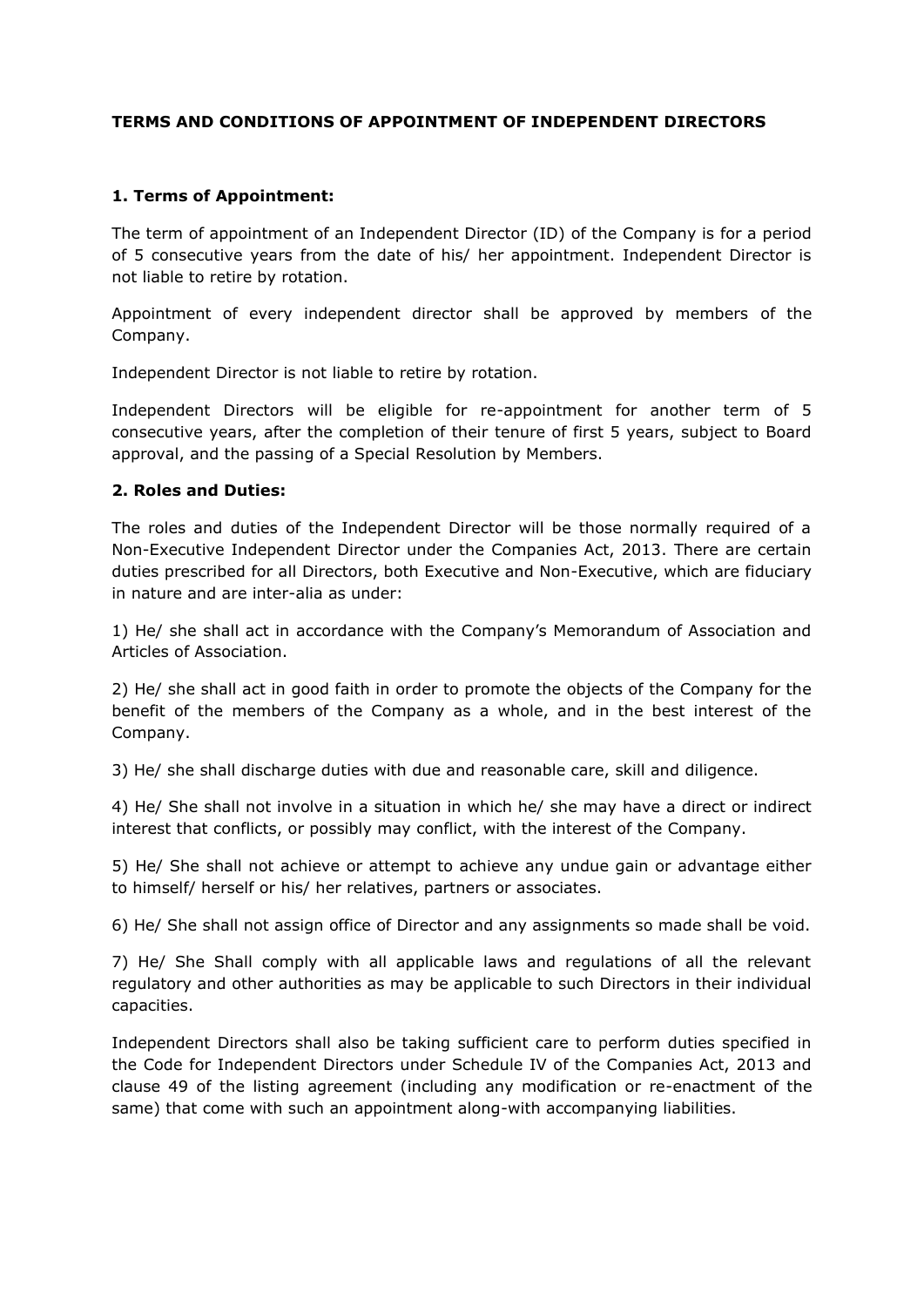**TERMS AND CONDITIONS OF APPOINTMENT OF INDEPENDENT DIRECTORS**

**1. Terms of Appointment:**

The term of appointment of an Independent Director (ID) of the Company is for a period of 5 consecutive years from the date of his/ her appointment. Independent Director is not liable to retire by rotation.

Appointment of every independent director shall be approved by members of the Company.

Independent Director is not liable to retire by rotation.

Independent Directors will be eligible for re-appointment for another term of 5 consecutive years, after the completion of their tenure of first 5 years, subject to Board approval, and the passing of a Special Resolution by Members.

**2. Roles and Duties:**

The roles and duties of the Independent Director will be those normally required of a Non-Executive Independent Director under the Companies Act, 2013. There are certain duties prescribed for all Directors, both Executive and Non-Executive, which are fiduciary in nature and are inter-alia as under:

1) He/ she shall act in accordance with the Company's Memorandum of Association and Articles of Association.

2) He/ she shall act in good faith in order to promote the objects of the Company for the benefit of the members of the Company as a whole, and in the best interest of the Company.

3) He/ she shall discharge duties with due and reasonable care, skill and diligence.

4) He/ She shall not involve in a situation in which he/ she may have a direct or indirect interest that conflicts, or possibly may conflict, with the interest of the Company.

5) He/ She shall not achieve or attempt to achieve any undue gain or advantage either to himself/ herself or his/ her relatives, partners or associates.

6) He/ She shall not assign office of Director and any assignments so made shall be void.

7) He/ She Shall comply with all applicable laws and regulations of all the relevant regulatory and other authorities as may be applicable to such Directors in their individual capacities.

Independent Directors shall also be taking sufficient care to perform duties specified in the Code for Independent Directors under Schedule IV of the Companies Act, 2013 and clause 49 of the listing agreement (including any modification or re-enactment of the same) that come with such an appointment along-with accompanying liabilities.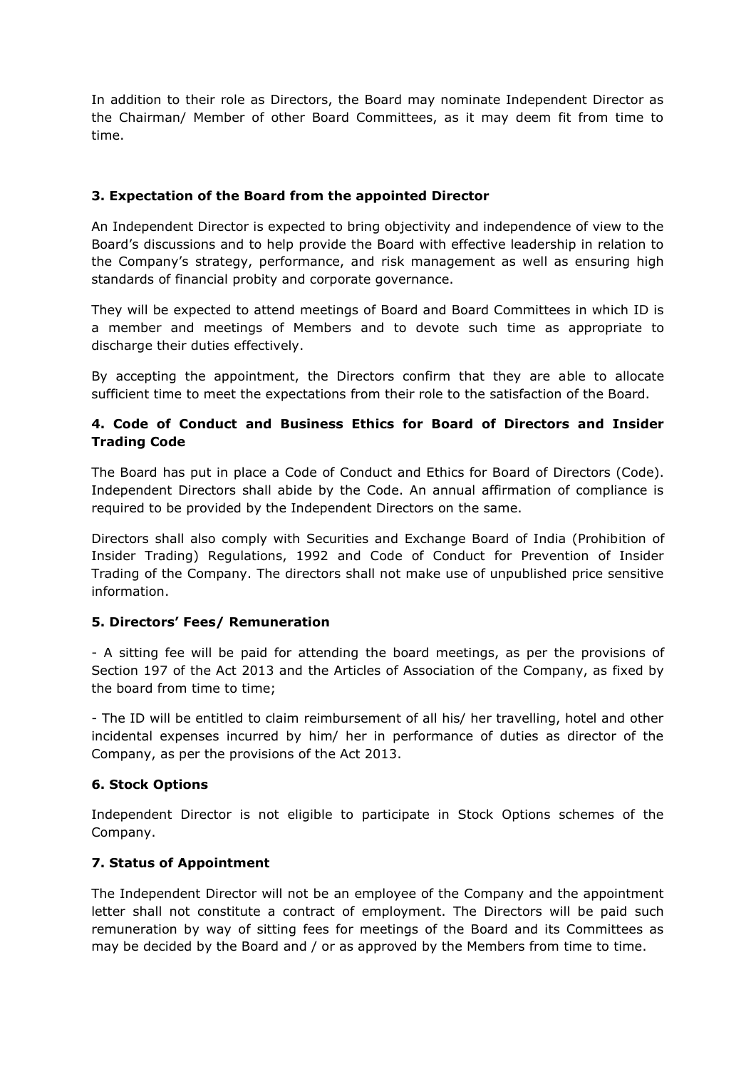In addition to their role as Directors, the Board may nominate Independent Director as the Chairman/ Member of other Board Committees, as it may deem fit from time to time.

### 3. Expectation of the Board from the appointed Director

An Independent Director is expected to bring objectivity and independence of view to the Board's discussions and to help provide the Board with effective leadership in relation to the Company's strategy, performance, and risk management as well as ensuring high standards of financial probity and corporate governance.

They will be expected to attend meetings of Board and Board Committees in which ID is a member and meetings of Members and to devote such time as appropriate to discharge their duties effectively.

By accepting the appointment, the Directors confirm that they are able to allocate sufficient time to meet the expectations from their role to the satisfaction of the Board.

### 4. Code of Conduct and Business Ethics for Board of Directors and Insider Trading Code

The Board has put in place a Code of Conduct and Ethics for Board of Directors (Code). Independent Directors shall abide by the Code. An annual affirmation of compliance is required to be provided by the Independent Directors on the same.

Directors shall also comply with Securities and Exchange Board of India (Prohibition of Insider Trading) Regulations, 1992 and Code of Conduct for Prevention of Insider Trading of the Company. The directors shall not make use of unpublished price sensitive information.

### 5. Directors' Fees/ Remuneration

- A sitting fee will be paid for attending the board meetings, as per the provisions of Section 197 of the Act 2013 and the Articles of Association of the Company, as fixed by the board from time to time;

- The ID will be entitled to claim reimbursement of all his/ her travelling, hotel and other incidental expenses incurred by him/ her in performance of duties as director of the Company, as per the provisions of the Act 2013.

### 6. Stock Options

Independent Director is not eligible to participate in Stock Options schemes of the Company.

### 7. Status of Appointment

The Independent Director will not be an employee of the Company and the appointment letter shall not constitute a contract of employment. The Directors will be paid such remuneration by way of sitting fees for meetings of the Board and its Committees as may be decided by the Board and / or as approved by the Members from time to time.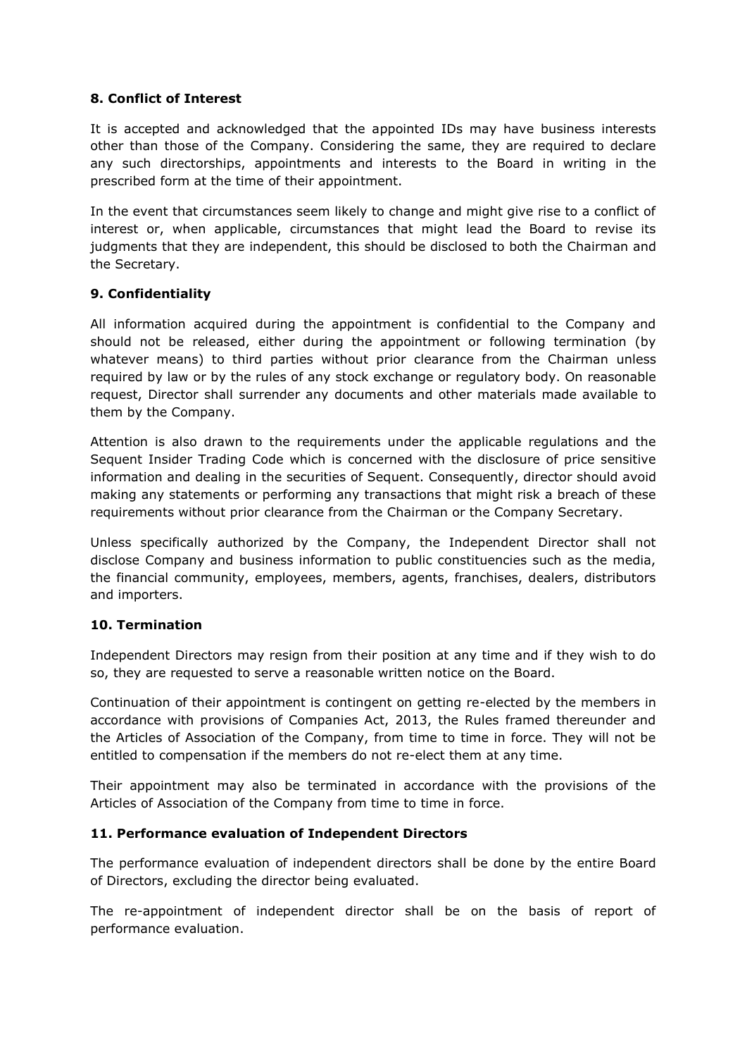### 8. Conflict of Interest

It is accepted and acknowledged that the appointed IDs may have business interests other than those of the Company. Considering the same, they are required to declare any such directorships, appointments and interests to the Board in writing in the prescribed form at the time of their appointment.

In the event that circumstances seem likely to change and might give rise to a conflict of interest or, when applicable, circumstances that might lead the Board to revise its judgments that they are independent, this should be disclosed to both the Chairman and the Secretary.

### 9. Confidentiality

All information acquired during the appointment is confidential to the Company and should not be released, either during the appointment or following termination (by whatever means) to third parties without prior clearance from the Chairman unless required by law or by the rules of any stock exchange or regulatory body. On reasonable request, Director shall surrender any documents and other materials made available to them by the Company.

Attention is also drawn to the requirements under the applicable regulations and the Sequent Insider Trading Code which is concerned with the disclosure of price sensitive information and dealing in the securities of Sequent. Consequently, director should avoid making any statements or performing any transactions that might risk a breach of these requirements without prior clearance from the Chairman or the Company Secretary.

Unless specifically authorized by the Company, the Independent Director shall not disclose Company and business information to public constituencies such as the media, the financial community, employees, members, agents, franchises, dealers, distributors and importers.

### 10. Termination

Independent Directors may resign from their position at any time and if they wish to do so, they are requested to serve a reasonable written notice on the Board.

Continuation of their appointment is contingent on getting re-elected by the members in accordance with provisions of Companies Act, 2013, the Rules framed thereunder and the Articles of Association of the Company, from time to time in force. They will not be entitled to compensation if the members do not re-elect them at any time.

Their appointment may also be terminated in accordance with the provisions of the Articles of Association of the Company from time to time in force.

### 11. Performance evaluation of Independent Directors

The performance evaluation of independent directors shall be done by the entire Board of Directors, excluding the director being evaluated.

The re-appointment of independent director shall be on the basis of report of performance evaluation.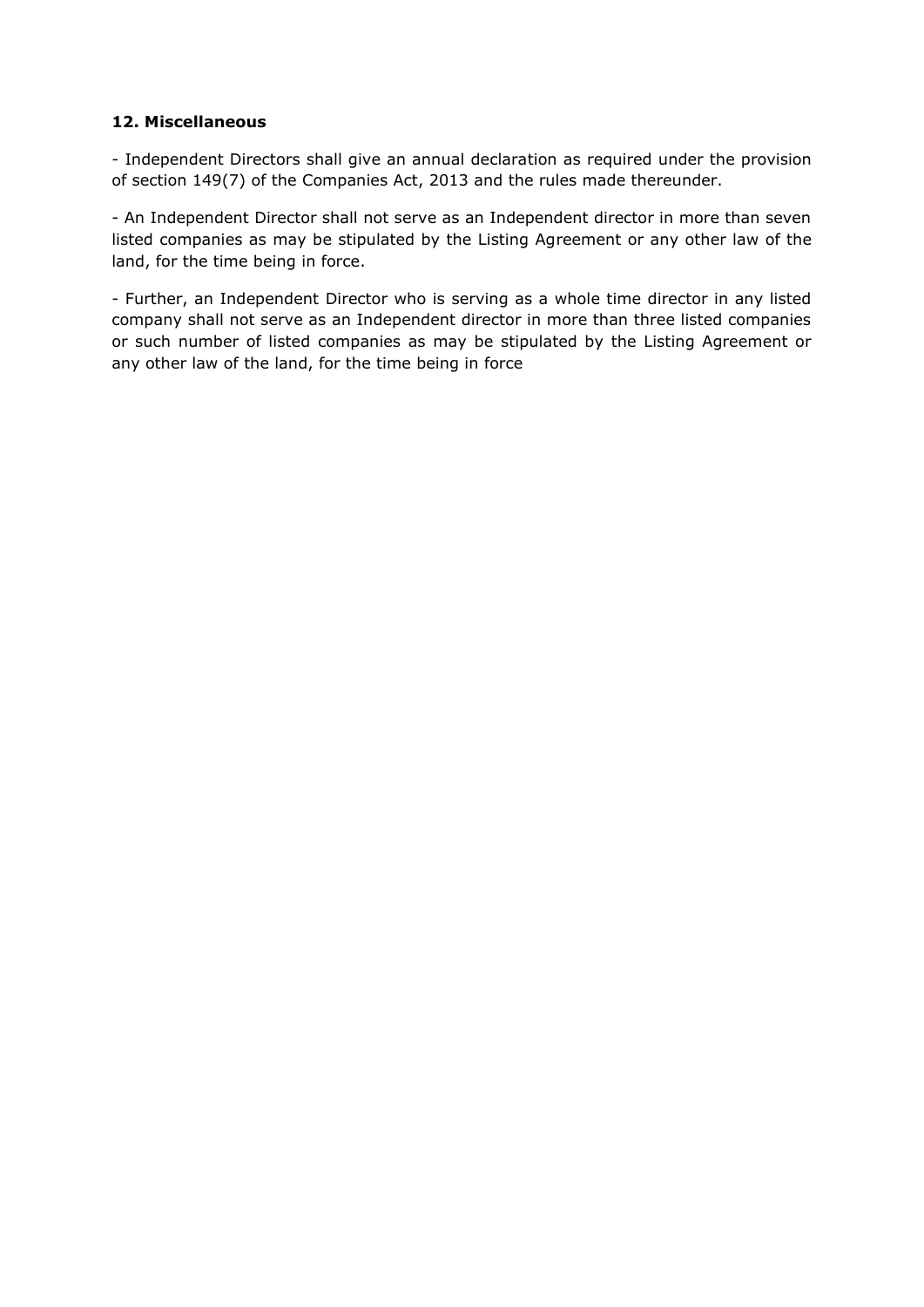#### 12. Miscellaneous

- Independent Directors shall give an annual declaration as required under the provision of section 149(7) of the Companies Act, 2013 and the rules made thereunder.

- An Independent Director shall not serve as an Independent director in more than seven listed companies as may be stipulated by the Listing Agreement or any other law of the land, for the time being in force.

- Further, an Independent Director who is serving as a whole time director in any listed company shall not serve as an Independent director in more than three listed companies or such number of listed companies as may be stipulated by the Listing Agreement or any other law of the land, for the time being in force